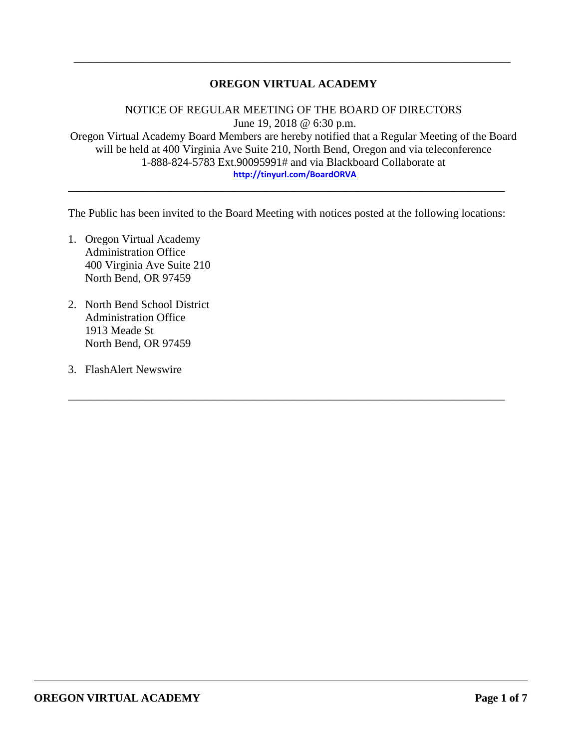# OREGON VIRTUAL ACADEMY

NOTICE OF REGULAR MEETING OF THE BOARD OF DIRECTORS
June 19, 2018 @ 6:30 p.m.
Oregon Virtual Academy Board Members are hereby notified that a Regular Meeting of the Board will be held at 400 Virginia Ave Suite 210, North Bend, Oregon and via teleconference 1-888-824-5783 Ext.90095991# and via Blackboard Collaborate at
http://tinyurl.com/BoardORVA

---

The Public has been invited to the Board Meeting with notices posted at the following locations:

1. Oregon Virtual Academy
   Administration Office
   400 Virginia Ave Suite 210
   North Bend, OR 97459

2. North Bend School District
   Administration Office
   1913 Meade St
   North Bend, OR 97459

3. FlashAlert Newswire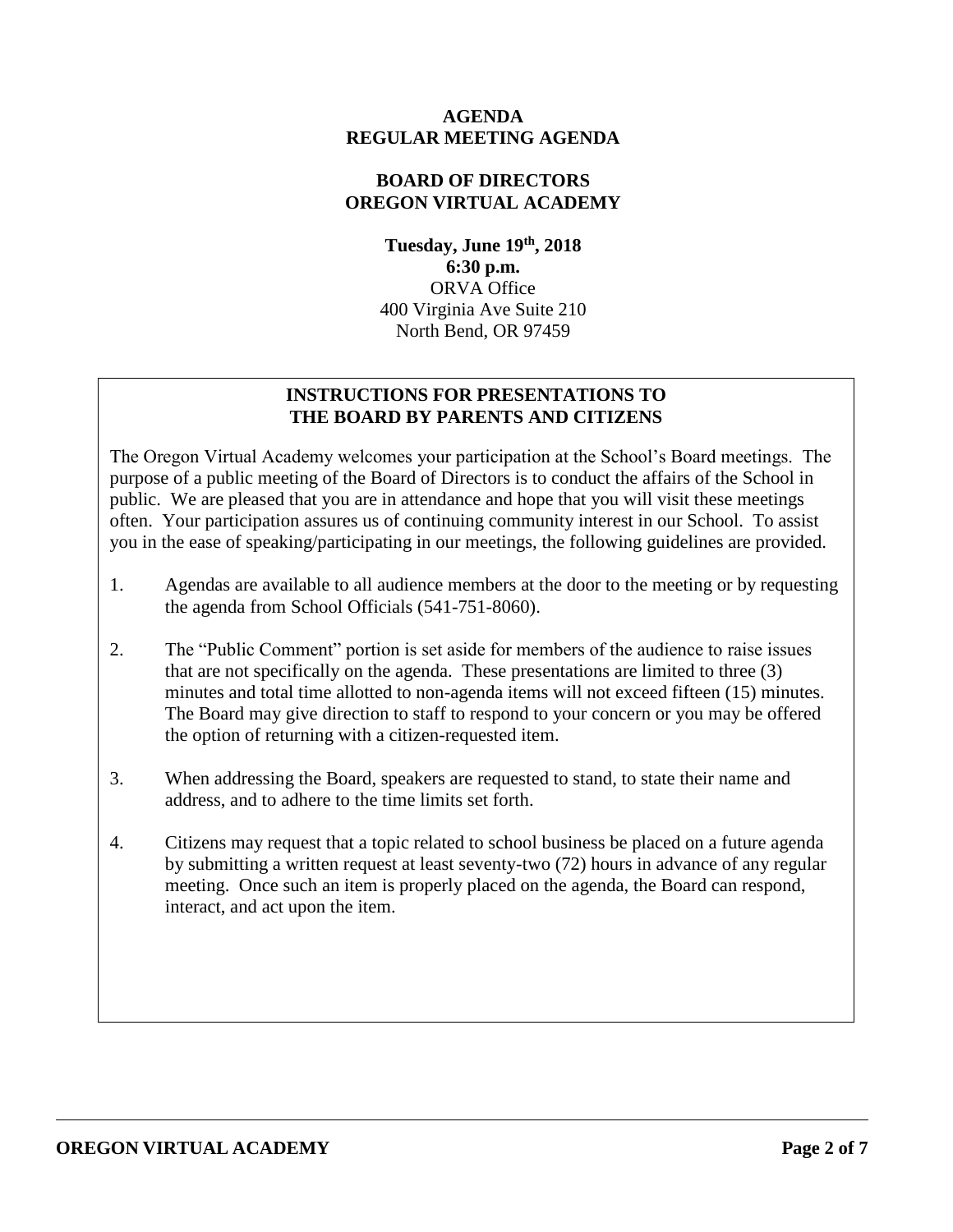**AGENDA**
**REGULAR MEETING AGENDA**

**BOARD OF DIRECTORS**
**OREGON VIRTUAL ACADEMY**

**Tuesday, June 19th, 2018**
**6:30 p.m.**
ORVA Office
400 Virginia Ave Suite 210
North Bend, OR 97459

## INSTRUCTIONS FOR PRESENTATIONS TO THE BOARD BY PARENTS AND CITIZENS

The Oregon Virtual Academy welcomes your participation at the School's Board meetings. The purpose of a public meeting of the Board of Directors is to conduct the affairs of the School in public. We are pleased that you are in attendance and hope that you will visit these meetings often. Your participation assures us of continuing community interest in our School. To assist you in the ease of speaking/participating in our meetings, the following guidelines are provided.

1. Agendas are available to all audience members at the door to the meeting or by requesting the agenda from School Officials (541-751-8060).

2. The "Public Comment" portion is set aside for members of the audience to raise issues that are not specifically on the agenda. These presentations are limited to three (3) minutes and total time allotted to non-agenda items will not exceed fifteen (15) minutes. The Board may give direction to staff to respond to your concern or you may be offered the option of returning with a citizen-requested item.

3. When addressing the Board, speakers are requested to stand, to state their name and address, and to adhere to the time limits set forth.

4. Citizens may request that a topic related to school business be placed on a future agenda by submitting a written request at least seventy-two (72) hours in advance of any regular meeting. Once such an item is properly placed on the agenda, the Board can respond, interact, and act upon the item.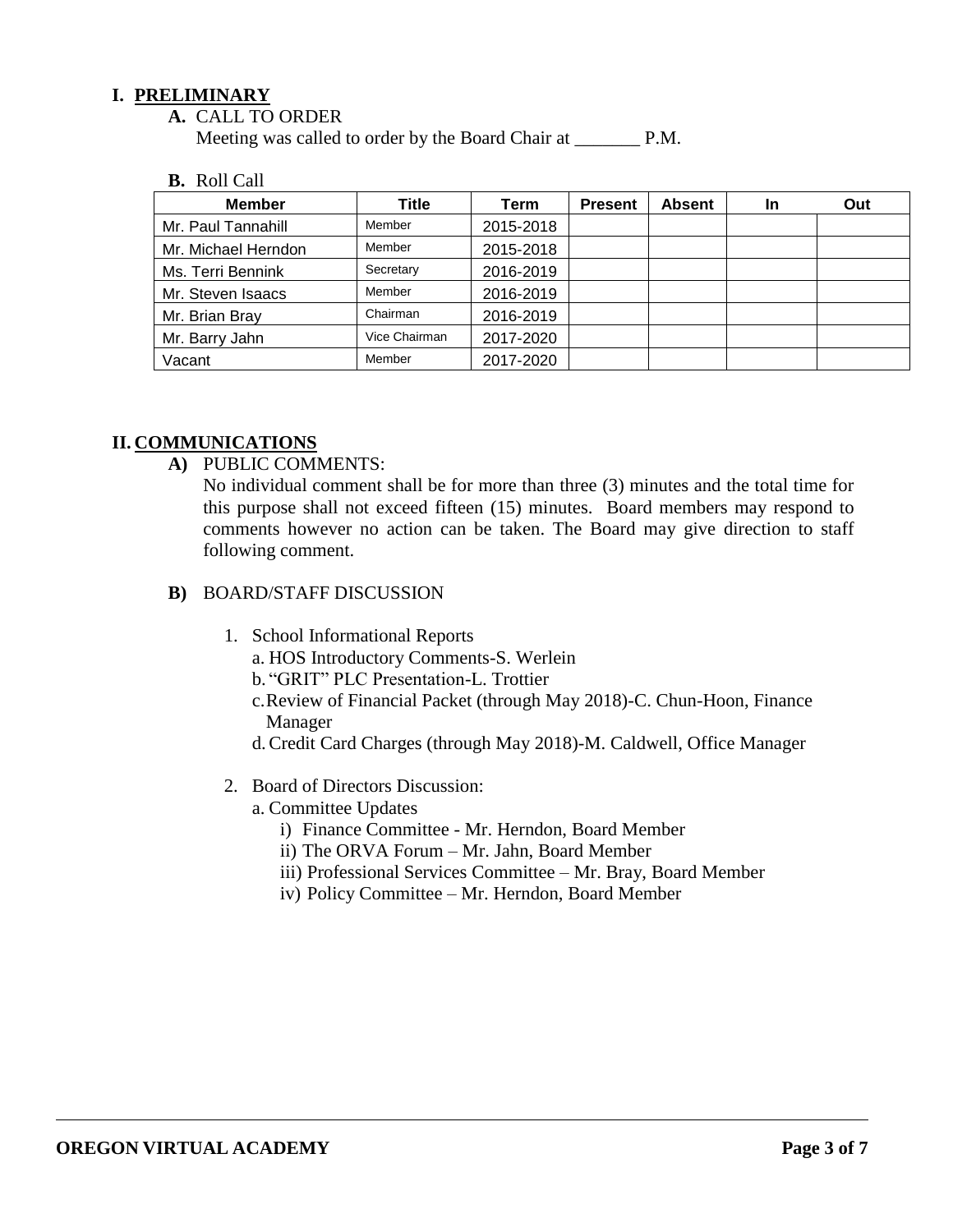# I. PRELIMINARY

**A.** CALL TO ORDER

Meeting was called to order by the Board Chair at _______ P.M.

**B.** Roll Call

| Member | Title | Term | Present | Absent | In | Out |
|---|---|---|---|---|---|---|
| Mr. Paul Tannahill | Member | 2015-2018 | | | | |
| Mr. Michael Herndon | Member | 2015-2018 | | | | |
| Ms. Terri Bennink | Secretary | 2016-2019 | | | | |
| Mr. Steven Isaacs | Member | 2016-2019 | | | | |
| Mr. Brian Bray | Chairman | 2016-2019 | | | | |
| Mr. Barry Jahn | Vice Chairman | 2017-2020 | | | | |
| Vacant | Member | 2017-2020 | | | | |

# II. COMMUNICATIONS

**A)** PUBLIC COMMENTS:

No individual comment shall be for more than three (3) minutes and the total time for this purpose shall not exceed fifteen (15) minutes. Board members may respond to comments however no action can be taken. The Board may give direction to staff following comment.

**B)** BOARD/STAFF DISCUSSION

1. School Informational Reports
   - a. HOS Introductory Comments-S. Werlein
   - b. "GRIT" PLC Presentation-L. Trottier
   - c. Review of Financial Packet (through May 2018)-C. Chun-Hoon, Finance Manager
   - d. Credit Card Charges (through May 2018)-M. Caldwell, Office Manager

2. Board of Directors Discussion:
   - a. Committee Updates
     - i) Finance Committee - Mr. Herndon, Board Member
     - ii) The ORVA Forum – Mr. Jahn, Board Member
     - iii) Professional Services Committee – Mr. Bray, Board Member
     - iv) Policy Committee – Mr. Herndon, Board Member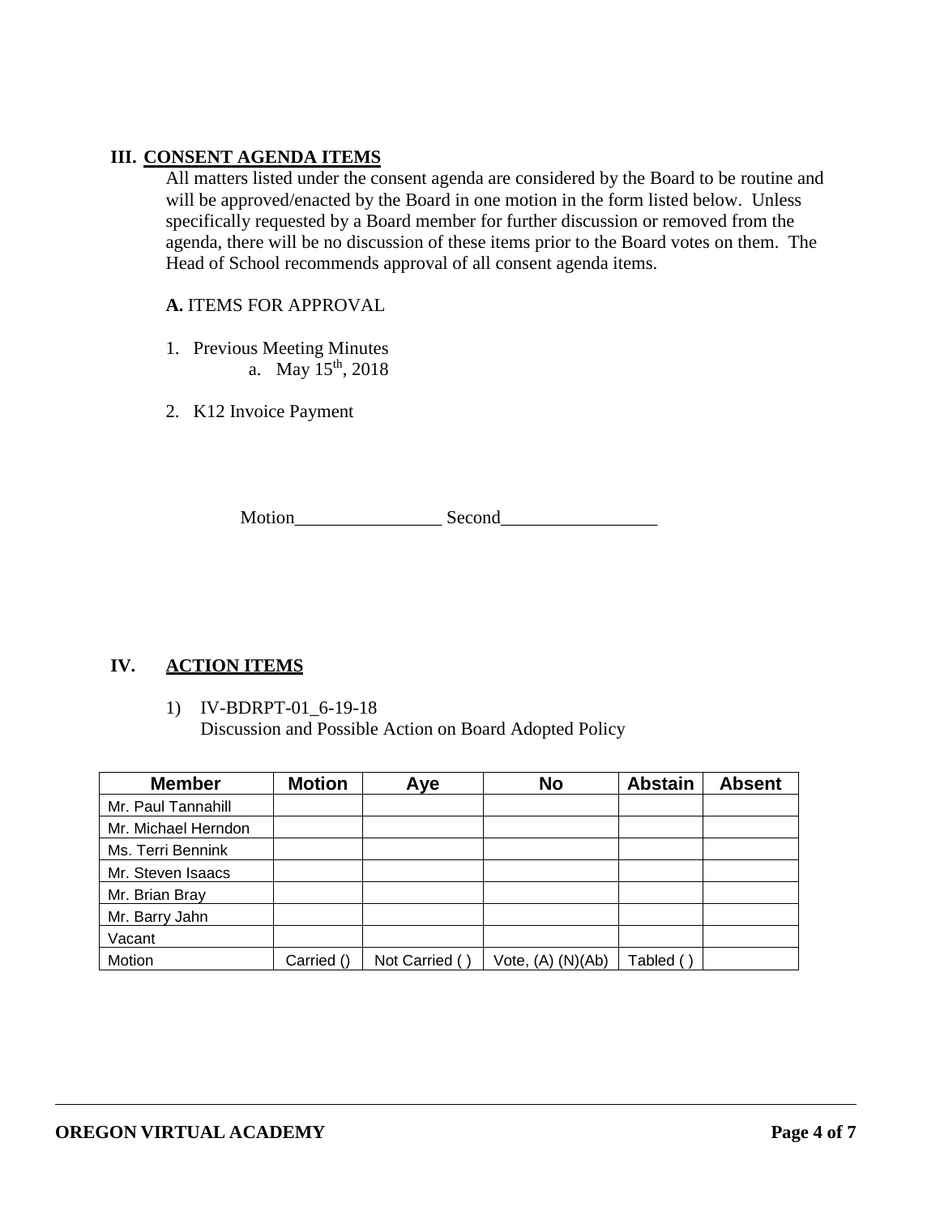## III. CONSENT AGENDA ITEMS

All matters listed under the consent agenda are considered by the Board to be routine and will be approved/enacted by the Board in one motion in the form listed below. Unless specifically requested by a Board member for further discussion or removed from the agenda, there will be no discussion of these items prior to the Board votes on them. The Head of School recommends approval of all consent agenda items.

**A.** ITEMS FOR APPROVAL

1. Previous Meeting Minutes
   a. May 15th, 2018
2. K12 Invoice Payment

Motion________________ Second_________________

## IV. ACTION ITEMS

1) IV-BDRPT-01_6-19-18
   Discussion and Possible Action on Board Adopted Policy

| Member | Motion | Aye | No | Abstain | Absent |
|---|---|---|---|---|---|
| Mr. Paul Tannahill | | | | | |
| Mr. Michael Herndon | | | | | |
| Ms. Terri Bennink | | | | | |
| Mr. Steven Isaacs | | | | | |
| Mr. Brian Bray | | | | | |
| Mr. Barry Jahn | | | | | |
| Vacant | | | | | |
| Motion | Carried () | Not Carried ( ) | Vote, (A) (N)(Ab) | Tabled ( ) | |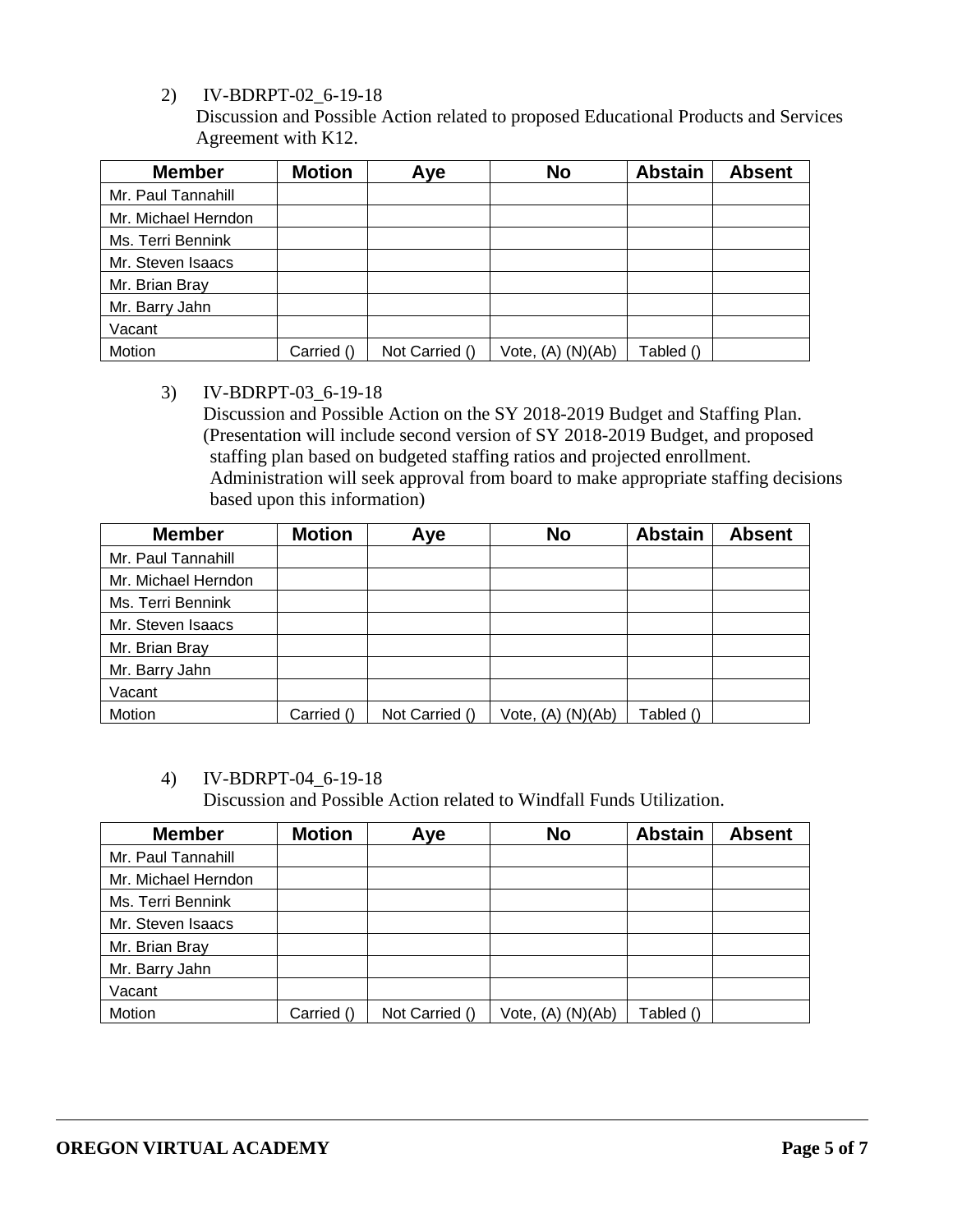2) IV-BDRPT-02_6-19-18
Discussion and Possible Action related to proposed Educational Products and Services Agreement with K12.

| Member | Motion | Aye | No | Abstain | Absent |
|---|---|---|---|---|---|
| Mr. Paul Tannahill | | | | | |
| Mr. Michael Herndon | | | | | |
| Ms. Terri Bennink | | | | | |
| Mr. Steven Isaacs | | | | | |
| Mr. Brian Bray | | | | | |
| Mr. Barry Jahn | | | | | |
| Vacant | | | | | |
| Motion | Carried () | Not Carried () | Vote, (A) (N)(Ab) | Tabled () | |

3) IV-BDRPT-03_6-19-18
Discussion and Possible Action on the SY 2018-2019 Budget and Staffing Plan. (Presentation will include second version of SY 2018-2019 Budget, and proposed staffing plan based on budgeted staffing ratios and projected enrollment. Administration will seek approval from board to make appropriate staffing decisions based upon this information)

| Member | Motion | Aye | No | Abstain | Absent |
|---|---|---|---|---|---|
| Mr. Paul Tannahill | | | | | |
| Mr. Michael Herndon | | | | | |
| Ms. Terri Bennink | | | | | |
| Mr. Steven Isaacs | | | | | |
| Mr. Brian Bray | | | | | |
| Mr. Barry Jahn | | | | | |
| Vacant | | | | | |
| Motion | Carried () | Not Carried () | Vote, (A) (N)(Ab) | Tabled () | |

4) IV-BDRPT-04_6-19-18
Discussion and Possible Action related to Windfall Funds Utilization.

| Member | Motion | Aye | No | Abstain | Absent |
|---|---|---|---|---|---|
| Mr. Paul Tannahill | | | | | |
| Mr. Michael Herndon | | | | | |
| Ms. Terri Bennink | | | | | |
| Mr. Steven Isaacs | | | | | |
| Mr. Brian Bray | | | | | |
| Mr. Barry Jahn | | | | | |
| Vacant | | | | | |
| Motion | Carried () | Not Carried () | Vote, (A) (N)(Ab) | Tabled () | |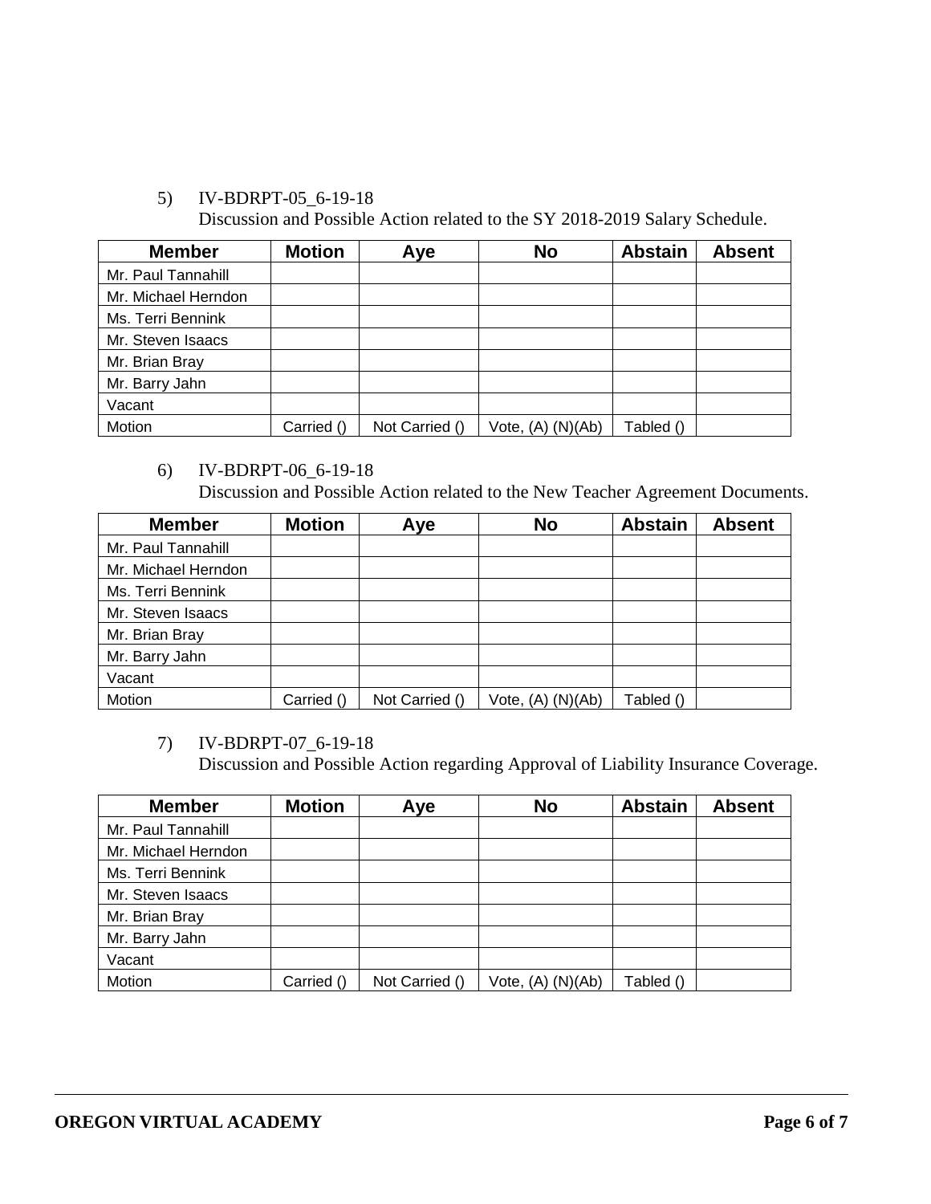5) IV-BDRPT-05_6-19-18
   Discussion and Possible Action related to the SY 2018-2019 Salary Schedule.

| Member | Motion | Aye | No | Abstain | Absent |
|---|---|---|---|---|---|
| Mr. Paul Tannahill | | | | | |
| Mr. Michael Herndon | | | | | |
| Ms. Terri Bennink | | | | | |
| Mr. Steven Isaacs | | | | | |
| Mr. Brian Bray | | | | | |
| Mr. Barry Jahn | | | | | |
| Vacant | | | | | |
| Motion | Carried () | Not Carried () | Vote, (A) (N)(Ab) | Tabled () | |

6) IV-BDRPT-06_6-19-18
   Discussion and Possible Action related to the New Teacher Agreement Documents.

| Member | Motion | Aye | No | Abstain | Absent |
|---|---|---|---|---|---|
| Mr. Paul Tannahill | | | | | |
| Mr. Michael Herndon | | | | | |
| Ms. Terri Bennink | | | | | |
| Mr. Steven Isaacs | | | | | |
| Mr. Brian Bray | | | | | |
| Mr. Barry Jahn | | | | | |
| Vacant | | | | | |
| Motion | Carried () | Not Carried () | Vote, (A) (N)(Ab) | Tabled () | |

7) IV-BDRPT-07_6-19-18
   Discussion and Possible Action regarding Approval of Liability Insurance Coverage.

| Member | Motion | Aye | No | Abstain | Absent |
|---|---|---|---|---|---|
| Mr. Paul Tannahill | | | | | |
| Mr. Michael Herndon | | | | | |
| Ms. Terri Bennink | | | | | |
| Mr. Steven Isaacs | | | | | |
| Mr. Brian Bray | | | | | |
| Mr. Barry Jahn | | | | | |
| Vacant | | | | | |
| Motion | Carried () | Not Carried () | Vote, (A) (N)(Ab) | Tabled () | |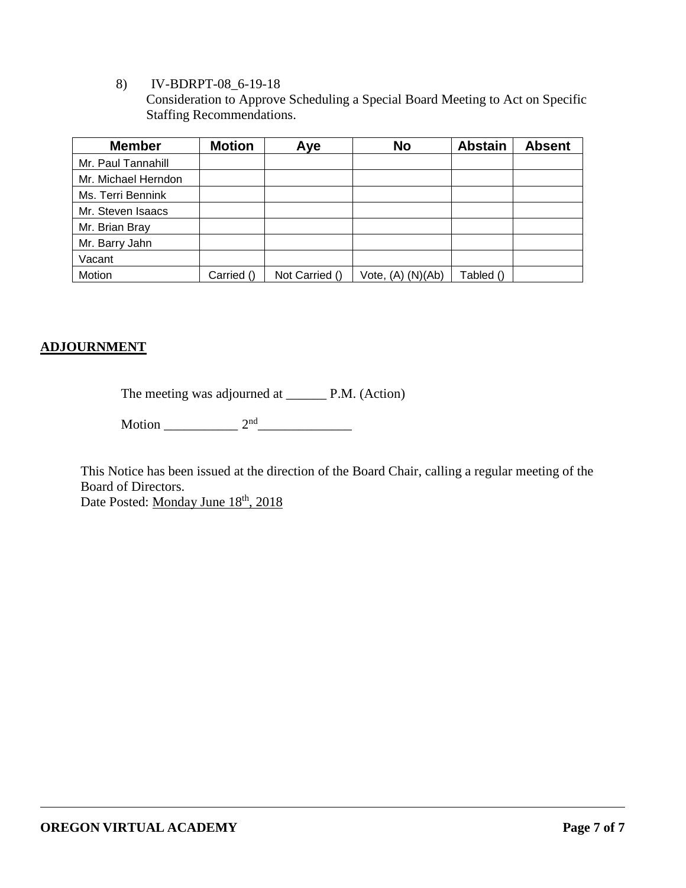8) IV-BDRPT-08_6-19-18
Consideration to Approve Scheduling a Special Board Meeting to Act on Specific Staffing Recommendations.

| Member | Motion | Aye | No | Abstain | Absent |
|---|---|---|---|---|---|
| Mr. Paul Tannahill | | | | | |
| Mr. Michael Herndon | | | | | |
| Ms. Terri Bennink | | | | | |
| Mr. Steven Isaacs | | | | | |
| Mr. Brian Bray | | | | | |
| Mr. Barry Jahn | | | | | |
| Vacant | | | | | |
| Motion | Carried () | Not Carried () | Vote, (A) (N)(Ab) | Tabled () | |

**ADJOURNMENT**

The meeting was adjourned at ______ P.M. (Action)

Motion ___________ 2nd______________

This Notice has been issued at the direction of the Board Chair, calling a regular meeting of the Board of Directors.
Date Posted: Monday June 18th, 2018